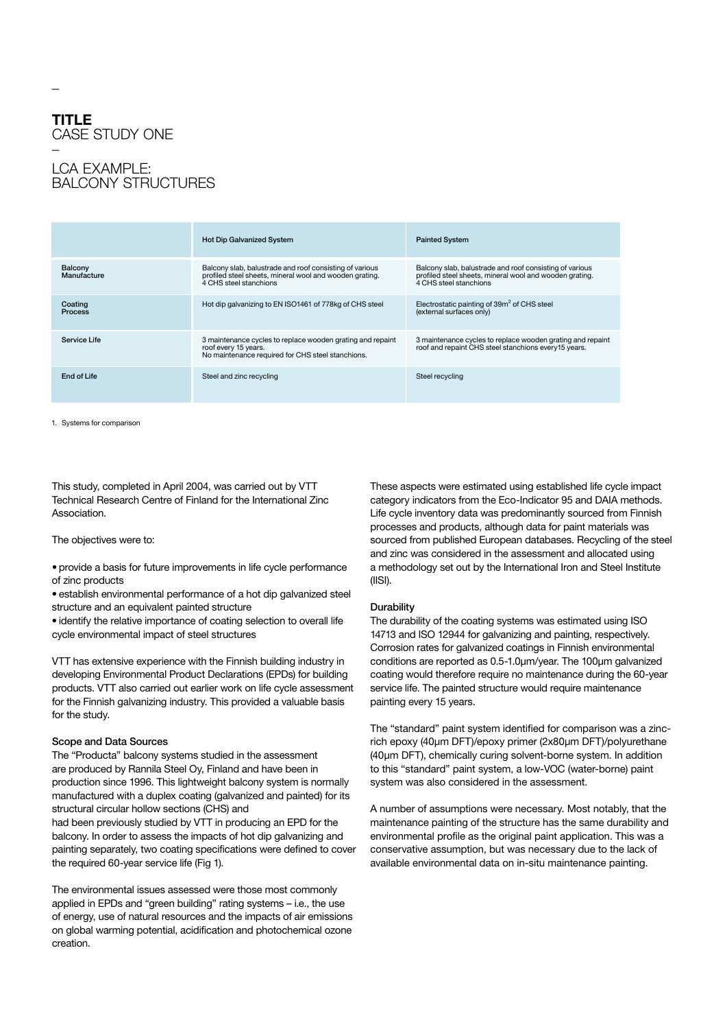# TITLE
CASE STUDY ONE

## LCA EXAMPLE: BALCONY STRUCTURES

| | Hot Dip Galvanized System | Painted System |
|---|---|---|
| Balcony Manufacture | Balcony slab, balustrade and roof consisting of various profiled steel sheets, mineral wool and wooden grating. 4 CHS steel stanchions | Balcony slab, balustrade and roof consisting of various profiled steel sheets, mineral wool and wooden grating. 4 CHS steel stanchions |
| Coating Process | Hot dip galvanizing to EN ISO1461 of 778kg of CHS steel | Electrostatic painting of 39m$^2$ of CHS steel (external surfaces only) |
| Service Life | 3 maintenance cycles to replace wooden grating and repaint roof every 15 years. No maintenance required for CHS steel stanchions. | 3 maintenance cycles to replace wooden grating and repaint roof and repaint CHS steel stanchions every15 years. |
| End of Life | Steel and zinc recycling | Steel recycling |

1. Systems for comparison

This study, completed in April 2004, was carried out by VTT Technical Research Centre of Finland for the International Zinc Association.

The objectives were to:

- provide a basis for future improvements in life cycle performance of zinc products
- establish environmental performance of a hot dip galvanized steel structure and an equivalent painted structure
- identify the relative importance of coating selection to overall life cycle environmental impact of steel structures

VTT has extensive experience with the Finnish building industry in developing Environmental Product Declarations (EPDs) for building products. VTT also carried out earlier work on life cycle assessment for the Finnish galvanizing industry. This provided a valuable basis for the study.

### Scope and Data Sources

The "Producta" balcony systems studied in the assessment are produced by Rannila Steel Oy, Finland and have been in production since 1996. This lightweight balcony system is normally manufactured with a duplex coating (galvanized and painted) for its structural circular hollow sections (CHS) and had been previously studied by VTT in producing an EPD for the balcony. In order to assess the impacts of hot dip galvanizing and painting separately, two coating specifications were defined to cover the required 60-year service life (Fig 1).

The environmental issues assessed were those most commonly applied in EPDs and "green building" rating systems – i.e., the use of energy, use of natural resources and the impacts of air emissions on global warming potential, acidification and photochemical ozone creation.

These aspects were estimated using established life cycle impact category indicators from the Eco-Indicator 95 and DAIA methods. Life cycle inventory data was predominantly sourced from Finnish processes and products, although data for paint materials was sourced from published European databases. Recycling of the steel and zinc was considered in the assessment and allocated using a methodology set out by the International Iron and Steel Institute (IISI).

### Durability

The durability of the coating systems was estimated using ISO 14713 and ISO 12944 for galvanizing and painting, respectively. Corrosion rates for galvanized coatings in Finnish environmental conditions are reported as 0.5-1.0µm/year. The 100µm galvanized coating would therefore require no maintenance during the 60-year service life. The painted structure would require maintenance painting every 15 years.

The "standard" paint system identified for comparison was a zinc-rich epoxy (40µm DFT)/epoxy primer (2x80µm DFT)/polyurethane (40µm DFT), chemically curing solvent-borne system. In addition to this "standard" paint system, a low-VOC (water-borne) paint system was also considered in the assessment.

A number of assumptions were necessary. Most notably, that the maintenance painting of the structure has the same durability and environmental profile as the original paint application. This was a conservative assumption, but was necessary due to the lack of available environmental data on in-situ maintenance painting.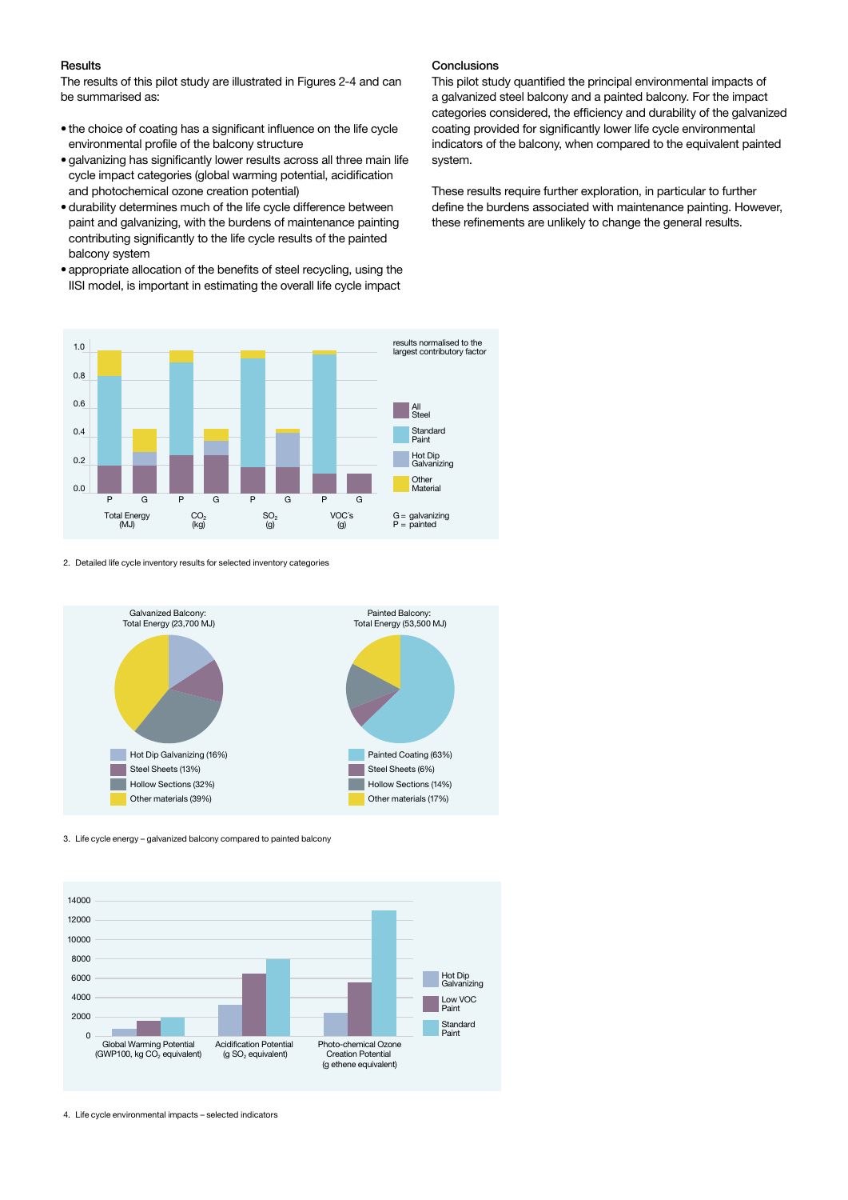## Results

The results of this pilot study are illustrated in Figures 2-4 and can be summarised as:

- the choice of coating has a significant influence on the life cycle environmental profile of the balcony structure
- galvanizing has significantly lower results across all three main life cycle impact categories (global warming potential, acidification and photochemical ozone creation potential)
- durability determines much of the life cycle difference between paint and galvanizing, with the burdens of maintenance painting contributing significantly to the life cycle results of the painted balcony system
- appropriate allocation of the benefits of steel recycling, using the IISI model, is important in estimating the overall life cycle impact

## Conclusions

This pilot study quantified the principal environmental impacts of a galvanized steel balcony and a painted balcony. For the impact categories considered, the efficiency and durability of the galvanized coating provided for significantly lower life cycle environmental indicators of the balcony, when compared to the equivalent painted system.

These results require further exploration, in particular to further define the burdens associated with maintenance painting. However, these refinements are unlikely to change the general results.

1.0
0.8
0.6
0.4
0.2
0.0

P G P G P G P G

Total Energy (MJ)
$CO_2$ (kg)
$SO_2$ (g)
VOC´s (g)

results normalised to the largest contributory factor

All Steel
Standard Paint
Hot Dip Galvanizing
Other Material

G = galvanizing
P = painted

2. Detailed life cycle inventory results for selected inventory categories

Galvanized Balcony: Total Energy (23,700 MJ)

Hot Dip Galvanizing (16%)
Steel Sheets (13%)
Hollow Sections (32%)
Other materials (39%)

Painted Balcony: Total Energy (53,500 MJ)

Painted Coating (63%)
Steel Sheets (6%)
Hollow Sections (14%)
Other materials (17%)

3. Life cycle energy – galvanized balcony compared to painted balcony

14000
12000
10000
8000
6000
4000
2000
0

Global Warming Potential (GWP100, kg $CO_2$ equivalent)
Acidification Potential (g $SO_2$ equivalent)
Photo-chemical Ozone Creation Potential (g ethene equivalent)

Hot Dip Galvanizing
Low VOC Paint
Standard Paint

4. Life cycle environmental impacts – selected indicators